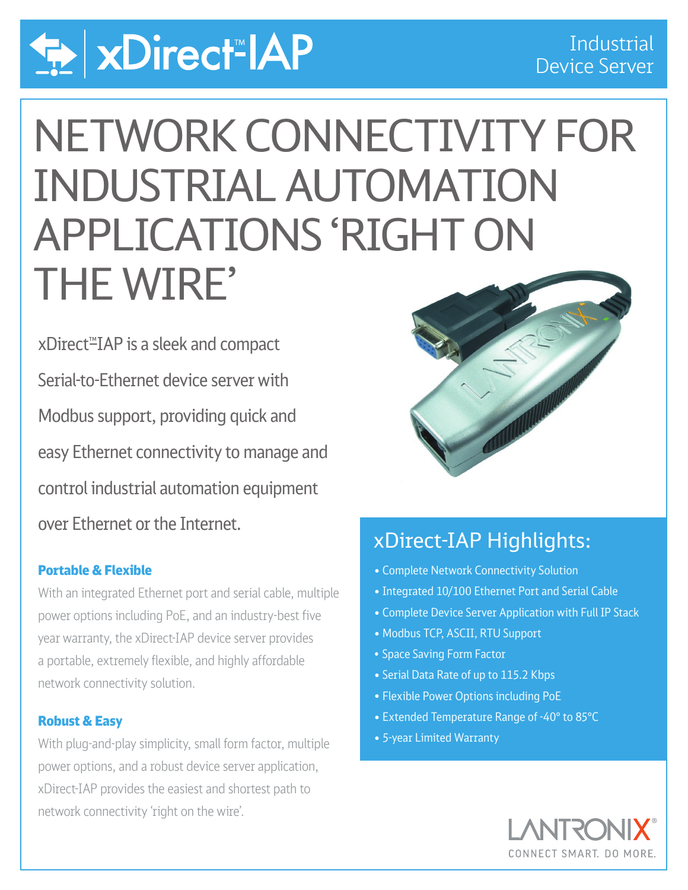# xDirect™-IAP

Industrial Device Server

# NETWORK CONNECTIVITY FOR INDUSTRIAL AUTOMATION APPLICATIONS 'RIGHT ON THE WIRE'

xDirect™-IAP is a sleek and compact Serial-to-Ethernet device server with Modbus support, providing quick and easy Ethernet connectivity to manage and control industrial automation equipment over Ethernet or the Internet.

### Portable & Flexible

With an integrated Ethernet port and serial cable, multiple power options including PoE, and an industry-best five year warranty, the xDirect-IAP device server provides a portable, extremely flexible, and highly affordable network connectivity solution.

### Robust & Easy

With plug-and-play simplicity, small form factor, multiple power options, and a robust device server application, xDirect-IAP provides the easiest and shortest path to network connectivity 'right on the wire'.

## xDirect-IAP Highlights:

- Complete Network Connectivity Solution
- Integrated 10/100 Ethernet Port and Serial Cable
- Complete Device Server Application with Full IP Stack
- Modbus TCP, ASCII, RTU Support
- Space Saving Form Factor
- Serial Data Rate of up to 115.2 Kbps
- Flexible Power Options including PoE
- Extended Temperature Range of -40° to 85°C
- 5-year Limited Warranty

LANTRONIX®
CONNECT SMART. DO MORE.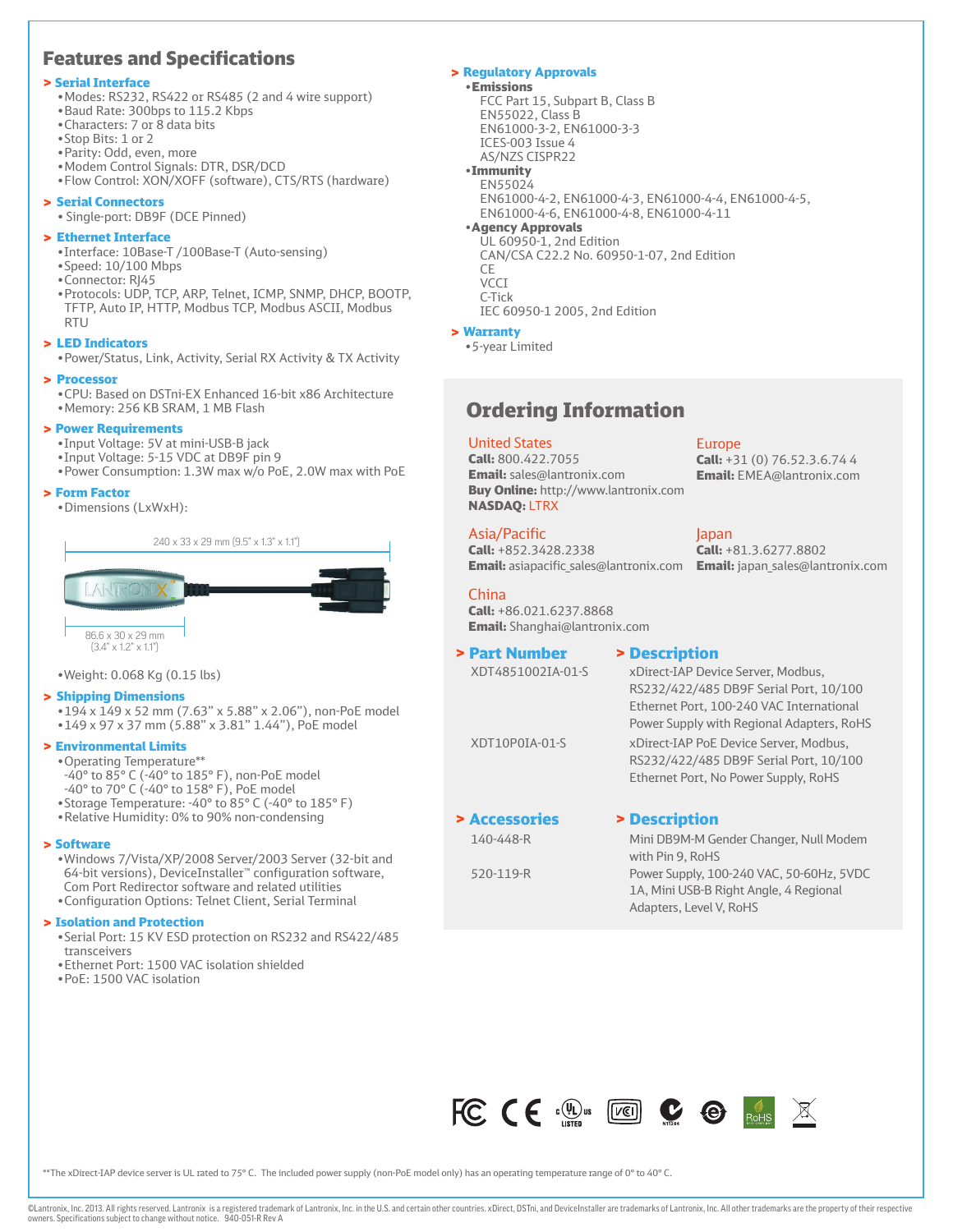## Features and Specifications

**> Serial Interface**
- Modes: RS232, RS422 or RS485 (2 and 4 wire support)
- Baud Rate: 300bps to 115.2 Kbps
- Characters: 7 or 8 data bits
- Stop Bits: 1 or 2
- Parity: Odd, even, more
- Modem Control Signals: DTR, DSR/DCD
- Flow Control: XON/XOFF (software), CTS/RTS (hardware)

**> Serial Connectors**
- Single-port: DB9F (DCE Pinned)

**> Ethernet Interface**
- Interface: 10Base-T /100Base-T (Auto-sensing)
- Speed: 10/100 Mbps
- Connector: RJ45
- Protocols: UDP, TCP, ARP, Telnet, ICMP, SNMP, DHCP, BOOTP, TFTP, Auto IP, HTTP, Modbus TCP, Modbus ASCII, Modbus RTU

**> LED Indicators**
- Power/Status, Link, Activity, Serial RX Activity & TX Activity

**> Processor**
- CPU: Based on DSTni-EX Enhanced 16-bit x86 Architecture
- Memory: 256 KB SRAM, 1 MB Flash

**> Power Requirements**
- Input Voltage: 5V at mini-USB-B jack
- Input Voltage: 5-15 VDC at DB9F pin 9
- Power Consumption: 1.3W max w/o PoE, 2.0W max with PoE

**> Form Factor**
- Dimensions (LxWxH):

240 x 33 x 29 mm (9.5" x 1.3" x 1.1")

86.6 x 30 x 29 mm (3.4" x 1.2" x 1.1")

- Weight: 0.068 Kg (0.15 lbs)

**> Shipping Dimensions**
- 194 x 149 x 52 mm (7.63" x 5.88" x 2.06"), non-PoE model
- 149 x 97 x 37 mm (5.88" x 3.81" 1.44"), PoE model

**> Environmental Limits**
- Operating Temperature**
  - -40° to 85° C (-40° to 185° F), non-PoE model
  - -40° to 70° C (-40° to 158° F), PoE model
- Storage Temperature: -40° to 85° C (-40° to 185° F)
- Relative Humidity: 0% to 90% non-condensing

**> Software**
- Windows 7/Vista/XP/2008 Server/2003 Server (32-bit and 64-bit versions), DeviceInstaller™ configuration software, Com Port Redirector software and related utilities
- Configuration Options: Telnet Client, Serial Terminal

**> Isolation and Protection**
- Serial Port: 15 KV ESD protection on RS232 and RS422/485 transceivers
- Ethernet Port: 1500 VAC isolation shielded
- PoE: 1500 VAC isolation

**> Regulatory Approvals**
- **Emissions**
  - FCC Part 15, Subpart B, Class B
  - EN55022, Class B
  - EN61000-3-2, EN61000-3-3
  - ICES-003 Issue 4
  - AS/NZS CISPR22
- **Immunity**
  - EN55024
  - EN61000-4-2, EN61000-4-3, EN61000-4-4, EN61000-4-5, EN61000-4-6, EN61000-4-8, EN61000-4-11
- **Agency Approvals**
  - UL 60950-1, 2nd Edition
  - CAN/CSA C22.2 No. 60950-1-07, 2nd Edition
  - CE
  - VCCI
  - C-Tick
  - IEC 60950-1 2005, 2nd Edition

**> Warranty**
- 5-year Limited

## Ordering Information

**United States**
**Call:** 800.422.7055
**Email:** sales@lantronix.com
**Buy Online:** http://www.lantronix.com
**NASDAQ:** LTRX

**Europe**
**Call:** +31 (0) 76.52.3.6.74 4
**Email:** EMEA@lantronix.com

**Asia/Pacific**
**Call:** +852.3428.2338
**Email:** asiapacific_sales@lantronix.com

**Japan**
**Call:** +81.3.6277.8802
**Email:** japan_sales@lantronix.com

**China**
**Call:** +86.021.6237.8868
**Email:** Shanghai@lantronix.com

| > Part Number | > Description |
|---|---|
| XDT4851002IA-01-S | xDirect-IAP Device Server, Modbus, RS232/422/485 DB9F Serial Port, 10/100 Ethernet Port, 100-240 VAC International Power Supply with Regional Adapters, RoHS |
| XDT10P0IA-01-S | xDirect-IAP PoE Device Server, Modbus, RS232/422/485 DB9F Serial Port, 10/100 Ethernet Port, No Power Supply, RoHS |

| > Accessories | > Description |
|---|---|
| 140-448-R | Mini DB9M-M Gender Changer, Null Modem with Pin 9, RoHS |
| 520-119-R | Power Supply, 100-240 VAC, 50-60Hz, 5VDC 1A, Mini USB-B Right Angle, 4 Regional Adapters, Level V, RoHS |

**The xDirect-IAP device server is UL rated to 75° C. The included power supply (non-PoE model only) has an operating temperature range of 0° to 40° C.

©Lantronix, Inc. 2013. All rights reserved. Lantronix is a registered trademark of Lantronix, Inc. in the U.S. and certain other countries. xDirect, DSTni, and DeviceInstaller are trademarks of Lantronix, Inc. All other trademarks are the property of their respective owners. Specifications subject to change without notice. 940-051-R Rev A